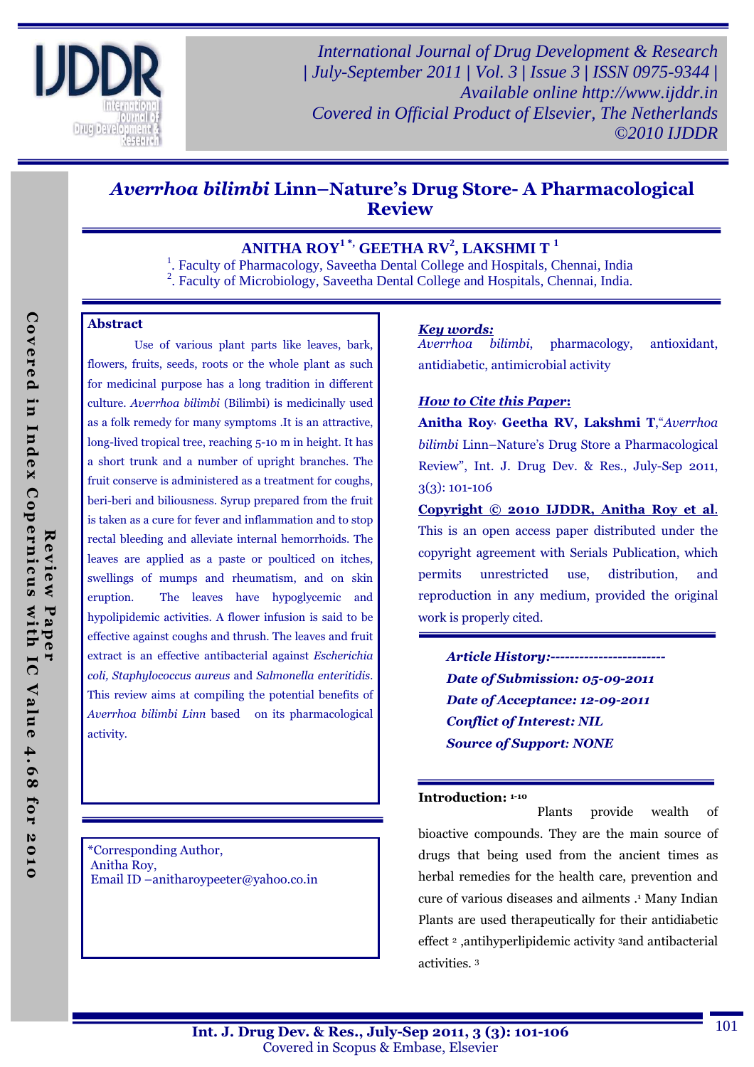# *Averrhoa bilimbi* Linn–Nature's Drug Store- A Pharmacological Review

**ANITHA ROY[1 *], GEETHA RV[2], LAKSHMI T [1]**

[1]. Faculty of Pharmacology, Saveetha Dental College and Hospitals, Chennai, India

[2]. Faculty of Microbiology, Saveetha Dental College and Hospitals, Chennai, India.

## Abstract

Use of various plant parts like leaves, bark, flowers, fruits, seeds, roots or the whole plant as such for medicinal purpose has a long tradition in different culture. *Averrhoa bilimbi* (Bilimbi) is medicinally used as a folk remedy for many symptoms .It is an attractive, long-lived tropical tree, reaching 5-10 m in height. It has a short trunk and a number of upright branches. The fruit conserve is administered as a treatment for coughs, beri-beri and biliousness. Syrup prepared from the fruit is taken as a cure for fever and inflammation and to stop rectal bleeding and alleviate internal hemorrhoids. The leaves are applied as a paste or poulticed on itches, swellings of mumps and rheumatism, and on skin eruption. The leaves have hypoglycemic and hypolipidemic activities. A flower infusion is said to be effective against coughs and thrush. The leaves and fruit extract is an effective antibacterial against *Escherichia coli, Staphylococcus aureus* and *Salmonella enteritidis*. This review aims at compiling the potential benefits of *Averrhoa bilimbi Linn* based on its pharmacological activity.

*Corresponding Author,
Anitha Roy,
Email ID –anitharoypeeter@yahoo.co.in

***Key words:***

*Averrhoa bilimbi*, pharmacology, antioxidant, antidiabetic, antimicrobial activity

***How to Cite this Paper*:**

**Anitha Roy, Geetha RV, Lakshmi T**,"*Averrhoa bilimbi* Linn–Nature's Drug Store a Pharmacological Review", Int. J. Drug Dev. & Res., July-Sep 2011, 3(3): 101-106

**Copyright © 2010 IJDDR, Anitha Roy et al.** This is an open access paper distributed under the copyright agreement with Serials Publication, which permits unrestricted use, distribution, and reproduction in any medium, provided the original work is properly cited.

***Article History:------------------------***
***Date of Submission: 05-09-2011***
***Date of Acceptance: 12-09-2011***
***Conflict of Interest: NIL***
***Source of Support: NONE***

## Introduction: [1-10]

Plants provide wealth of bioactive compounds. They are the main source of drugs that being used from the ancient times as herbal remedies for the health care, prevention and cure of various diseases and ailments .[1] Many Indian Plants are used therapeutically for their antidiabetic effect [2] ,antihyperlipidemic activity [3]and antibacterial activities. [3]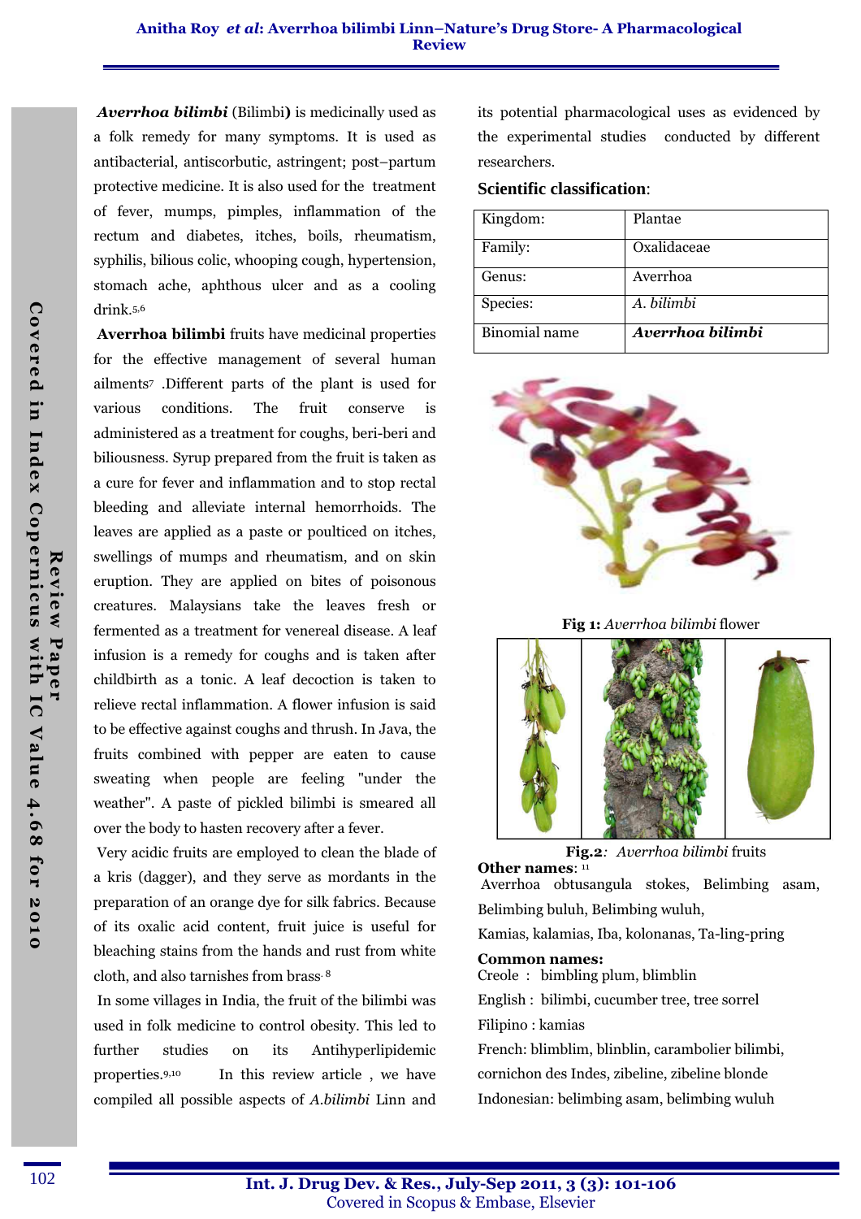**Averrhoa bilimbi** (Bilimbi**)** is medicinally used as a folk remedy for many symptoms. It is used as antibacterial, antiscorbutic, astringent; post–partum protective medicine. It is also used for the treatment of fever, mumps, pimples, inflammation of the rectum and diabetes, itches, boils, rheumatism, syphilis, bilious colic, whooping cough, hypertension, stomach ache, aphthous ulcer and as a cooling drink.[5,6]

**Averrhoa bilimbi** fruits have medicinal properties for the effective management of several human ailments[7] .Different parts of the plant is used for various conditions. The fruit conserve is administered as a treatment for coughs, beri-beri and biliousness. Syrup prepared from the fruit is taken as a cure for fever and inflammation and to stop rectal bleeding and alleviate internal hemorrhoids. The leaves are applied as a paste or poulticed on itches, swellings of mumps and rheumatism, and on skin eruption. They are applied on bites of poisonous creatures. Malaysians take the leaves fresh or fermented as a treatment for venereal disease. A leaf infusion is a remedy for coughs and is taken after childbirth as a tonic. A leaf decoction is taken to relieve rectal inflammation. A flower infusion is said to be effective against coughs and thrush. In Java, the fruits combined with pepper are eaten to cause sweating when people are feeling "under the weather". A paste of pickled bilimbi is smeared all over the body to hasten recovery after a fever.

Very acidic fruits are employed to clean the blade of a kris (dagger), and they serve as mordants in the preparation of an orange dye for silk fabrics. Because of its oxalic acid content, fruit juice is useful for bleaching stains from the hands and rust from white cloth, and also tarnishes from brass.[8]

In some villages in India, the fruit of the bilimbi was used in folk medicine to control obesity. This led to further studies on its Antihyperlipidemic properties.[9,10] In this review article , we have compiled all possible aspects of *A.bilimbi* Linn and its potential pharmacological uses as evidenced by the experimental studies conducted by different researchers.

**Scientific classification**:

| Kingdom: | Plantae |
|---|---|
| Family: | Oxalidaceae |
| Genus: | Averrhoa |
| Species: | *A. bilimbi* |
| Binomial name | ***Averrhoa bilimbi*** |

**Fig 1:** *Averrhoa bilimbi* flower

**Fig.2***:* *Averrhoa bilimbi* fruits

**Other names**: [11]
Averrhoa obtusangula stokes, Belimbing asam, Belimbing buluh, Belimbing wuluh,
Kamias, kalamias, Iba, kolonanas, Ta-ling-pring

**Common names:**
Creole : bimbling plum, blimblin
English : bilimbi, cucumber tree, tree sorrel
Filipino : kamias
French: blimblim, blinblin, carambolier bilimbi, cornichon des Indes, zibeline, zibeline blonde
Indonesian: belimbing asam, belimbing wuluh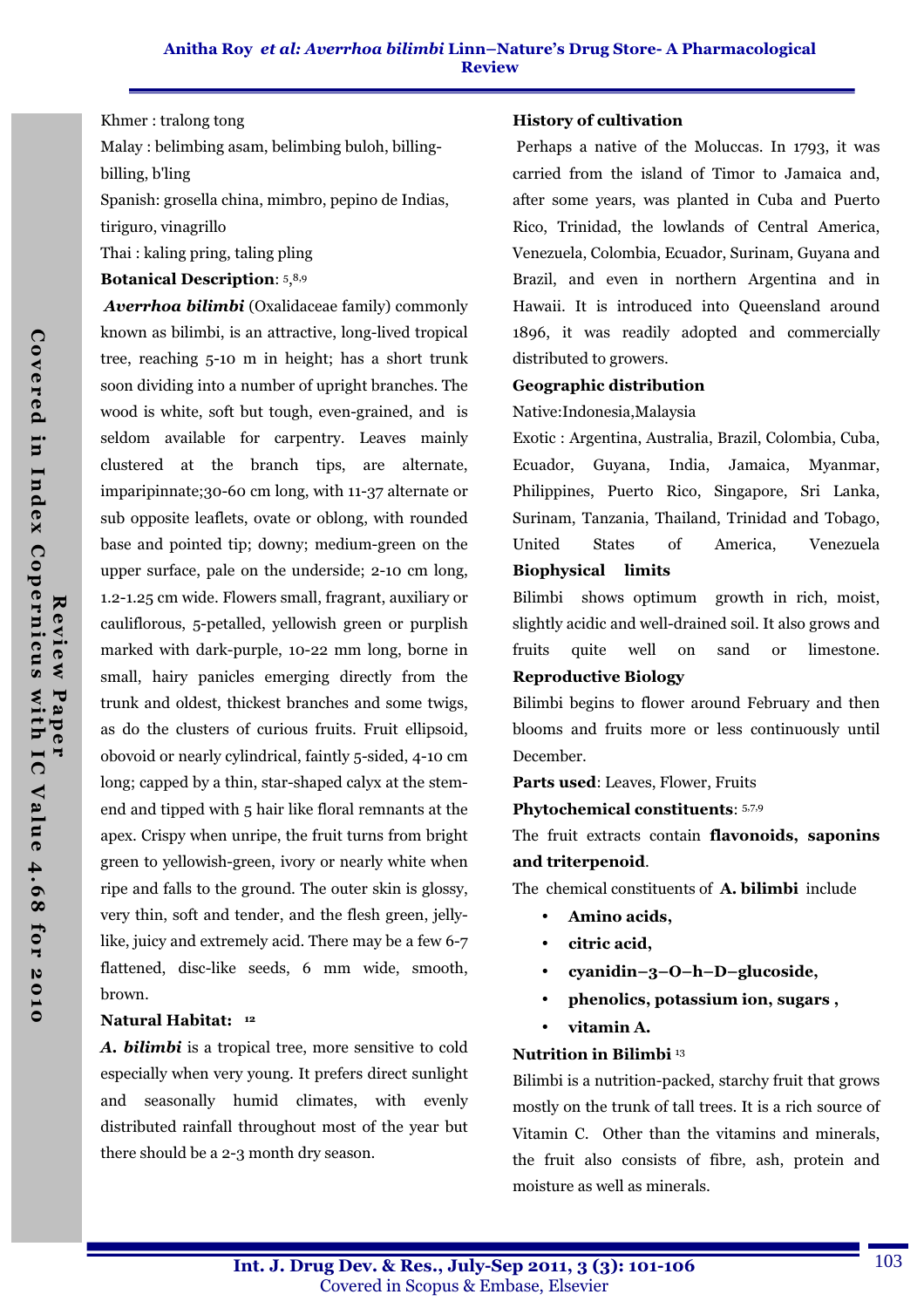Khmer : tralong tong

Malay : belimbing asam, belimbing buloh, billing-billing, b'ling

Spanish: grosella china, mimbro, pepino de Indias, tiriguro, vinagrillo

Thai : kaling pring, taling pling

**Botanical Description**: [5,8,9]

***Averrhoa bilimbi*** (Oxalidaceae family) commonly known as bilimbi, is an attractive, long-lived tropical tree, reaching 5-10 m in height; has a short trunk soon dividing into a number of upright branches. The wood is white, soft but tough, even-grained, and is seldom available for carpentry. Leaves mainly clustered at the branch tips, are alternate, imparipinnate;30-60 cm long, with 11-37 alternate or sub opposite leaflets, ovate or oblong, with rounded base and pointed tip; downy; medium-green on the upper surface, pale on the underside; 2-10 cm long, 1.2-1.25 cm wide. Flowers small, fragrant, auxiliary or cauliflorous, 5-petalled, yellowish green or purplish marked with dark-purple, 10-22 mm long, borne in small, hairy panicles emerging directly from the trunk and oldest, thickest branches and some twigs, as do the clusters of curious fruits. Fruit ellipsoid, obovoid or nearly cylindrical, faintly 5-sided, 4-10 cm long; capped by a thin, star-shaped calyx at the stem-end and tipped with 5 hair like floral remnants at the apex. Crispy when unripe, the fruit turns from bright green to yellowish-green, ivory or nearly white when ripe and falls to the ground. The outer skin is glossy, very thin, soft and tender, and the flesh green, jelly-like, juicy and extremely acid. There may be a few 6-7 flattened, disc-like seeds, 6 mm wide, smooth, brown.

**Natural Habitat:** [12]

***A. bilimbi*** is a tropical tree, more sensitive to cold especially when very young. It prefers direct sunlight and seasonally humid climates, with evenly distributed rainfall throughout most of the year but there should be a 2-3 month dry season.

**History of cultivation**

Perhaps a native of the Moluccas. In 1793, it was carried from the island of Timor to Jamaica and, after some years, was planted in Cuba and Puerto Rico, Trinidad, the lowlands of Central America, Venezuela, Colombia, Ecuador, Surinam, Guyana and Brazil, and even in northern Argentina and in Hawaii. It is introduced into Queensland around 1896, it was readily adopted and commercially distributed to growers.

**Geographic distribution**

Native:Indonesia,Malaysia

Exotic : Argentina, Australia, Brazil, Colombia, Cuba, Ecuador, Guyana, India, Jamaica, Myanmar, Philippines, Puerto Rico, Singapore, Sri Lanka, Surinam, Tanzania, Thailand, Trinidad and Tobago, United States of America, Venezuela

**Biophysical limits**

Bilimbi shows optimum growth in rich, moist, slightly acidic and well-drained soil. It also grows and fruits quite well on sand or limestone.

**Reproductive Biology**

Bilimbi begins to flower around February and then blooms and fruits more or less continuously until December.

**Parts used**: Leaves, Flower, Fruits

**Phytochemical constituents**: [5,7,9]

The fruit extracts contain **flavonoids, saponins and triterpenoid**.

The chemical constituents of **A. bilimbi** include

- **Amino acids,**
- **citric acid,**
- **cyanidin–3–O–h–D–glucoside,**
- **phenolics, potassium ion, sugars ,**
- **vitamin A.**

**Nutrition in Bilimbi** [13]

Bilimbi is a nutrition-packed, starchy fruit that grows mostly on the trunk of tall trees. It is a rich source of Vitamin C. Other than the vitamins and minerals, the fruit also consists of fibre, ash, protein and moisture as well as minerals.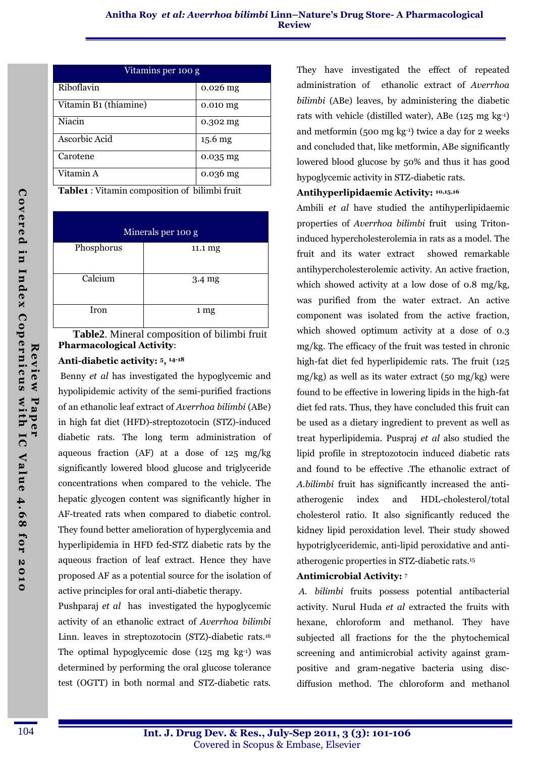| Vitamins per 100 g | |
|---|---|
| Riboflavin | 0.026 mg |
| Vitamin B1 (thiamine) | 0.010 mg |
| Niacin | 0.302 mg |
| Ascorbic Acid | 15.6 mg |
| Carotene | 0.035 mg |
| Vitamin A | 0.036 mg |

**Table1** : Vitamin composition of bilimbi fruit

| Minerals per 100 g | |
|---|---|
| Phosphorus | 11.1 mg |
| Calcium | 3.4 mg |
| Iron | 1 mg |

**Table2**. Mineral composition of bilimbi fruit

**Pharmacological Activity**:

**Anti-diabetic activity:** [5, 14-18]

Benny *et al* has investigated the hypoglycemic and hypolipidemic activity of the semi-purified fractions of an ethanolic leaf extract of *Averrhoa bilimbi* (ABe) in high fat diet (HFD)-streptozotocin (STZ)-induced diabetic rats. The long term administration of aqueous fraction (AF) at a dose of 125 mg/kg significantly lowered blood glucose and triglyceride concentrations when compared to the vehicle. The hepatic glycogen content was significantly higher in AF-treated rats when compared to diabetic control. They found better amelioration of hyperglycemia and hyperlipidemia in HFD fed-STZ diabetic rats by the aqueous fraction of leaf extract. Hence they have proposed AF as a potential source for the isolation of active principles for oral anti-diabetic therapy.

Pushparaj *et al* has investigated the hypoglycemic activity of an ethanolic extract of *Averrhoa bilimbi* Linn. leaves in streptozotocin (STZ)-diabetic rats.[16] The optimal hypoglycemic dose (125 mg $kg^{-1}$) was determined by performing the oral glucose tolerance test (OGTT) in both normal and STZ-diabetic rats. They have investigated the effect of repeated administration of ethanolic extract of *Averrhoa bilimbi* (ABe) leaves, by administering the diabetic rats with vehicle (distilled water), ABe (125 mg $kg^{-1}$) and metformin (500 mg $kg^{-1}$) twice a day for 2 weeks and concluded that, like metformin, ABe significantly lowered blood glucose by 50% and thus it has good hypoglycemic activity in STZ-diabetic rats.

**Antihyperlipidaemic Activity:** [10,15,16]

Ambili *et al* have studied the antihyperlipidaemic properties of *Averrhoa bilimbi* fruit using Triton-induced hypercholesterolemia in rats as a model. The fruit and its water extract showed remarkable antihypercholesterolemic activity. An active fraction, which showed activity at a low dose of 0.8 mg/kg, was purified from the water extract. An active component was isolated from the active fraction, which showed optimum activity at a dose of 0.3 mg/kg. The efficacy of the fruit was tested in chronic high-fat diet fed hyperlipidemic rats. The fruit (125 mg/kg) as well as its water extract (50 mg/kg) were found to be effective in lowering lipids in the high-fat diet fed rats. Thus, they have concluded this fruit can be used as a dietary ingredient to prevent as well as treat hyperlipidemia. Puspraj *et al* also studied the lipid profile in streptozotocin induced diabetic rats and found to be effective .The ethanolic extract of *A.bilimbi* fruit has significantly increased the anti-atherogenic index and HDL-cholesterol/total cholesterol ratio. It also significantly reduced the kidney lipid peroxidation level. Their study showed hypotriglyceridemic, anti-lipid peroxidative and anti-atherogenic properties in STZ-diabetic rats.[15]

**Antimicrobial Activity:** [7]

*A. bilimbi* fruits possess potential antibacterial activity. Nurul Huda *et al* extracted the fruits with hexane, chloroform and methanol. They have subjected all fractions for the the phytochemical screening and antimicrobial activity against gram-positive and gram-negative bacteria using disc-diffusion method. The chloroform and methanol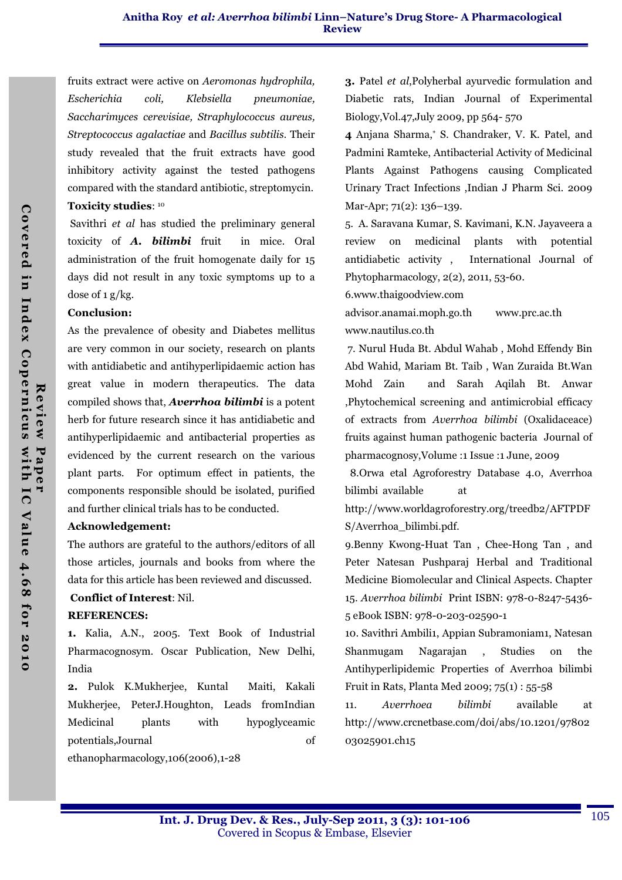fruits extract were active on *Aeromonas hydrophila, Escherichia coli, Klebsiella pneumoniae, Saccharimyces cerevisiae, Straphylococcus aureus, Streptococcus agalactiae* and *Bacillus subtilis*. Their study revealed that the fruit extracts have good inhibitory activity against the tested pathogens compared with the standard antibiotic, streptomycin.

**Toxicity studies**: [10]

Savithri *et al* has studied the preliminary general toxicity of ***A. bilimbi*** fruit in mice. Oral administration of the fruit homogenate daily for 15 days did not result in any toxic symptoms up to a dose of 1 g/kg.

**Conclusion:**

As the prevalence of obesity and Diabetes mellitus are very common in our society, research on plants with antidiabetic and antihyperlipidaemic action has great value in modern therapeutics. The data compiled shows that, ***Averrhoa bilimbi*** is a potent herb for future research since it has antidiabetic and antihyperlipidaemic and antibacterial properties as evidenced by the current research on the various plant parts. For optimum effect in patients, the components responsible should be isolated, purified and further clinical trials has to be conducted.

**Acknowledgement:**

The authors are grateful to the authors/editors of all those articles, journals and books from where the data for this article has been reviewed and discussed.

**Conflict of Interest**: Nil.

**REFERENCES:**

**1.** Kalia, A.N., 2005. Text Book of Industrial Pharmacognosym. Oscar Publication, New Delhi, India

**2.** Pulok K.Mukherjee, Kuntal Maiti, Kakali Mukherjee, PeterJ.Houghton, Leads fromIndian Medicinal plants with hypoglyceamic potentials,Journal of ethanopharmacology,106(2006),1-28

**3.** Patel *et al*,Polyherbal ayurvedic formulation and Diabetic rats, Indian Journal of Experimental Biology,Vol.47,July 2009, pp 564- 570

**4** Anjana Sharma,* S. Chandraker, V. K. Patel, and Padmini Ramteke, Antibacterial Activity of Medicinal Plants Against Pathogens causing Complicated Urinary Tract Infections ,Indian J Pharm Sci. 2009 Mar-Apr; 71(2): 136–139.

5. A. Saravana Kumar, S. Kavimani, K.N. Jayaveera a review on medicinal plants with potential antidiabetic activity , International Journal of Phytopharmacology, 2(2), 2011, 53-60.

6.www.thaigoodview.com advisor.anamai.moph.go.th www.prc.ac.th www.nautilus.co.th

7. Nurul Huda Bt. Abdul Wahab , Mohd Effendy Bin Abd Wahid, Mariam Bt. Taib , Wan Zuraida Bt.Wan Mohd Zain and Sarah Aqilah Bt. Anwar ,Phytochemical screening and antimicrobial efficacy of extracts from *Averrhoa bilimbi* (Oxalidaceace) fruits against human pathogenic bacteria Journal of pharmacognosy,Volume :1 Issue :1 June, 2009

8.Orwa etal Agroforestry Database 4.0, Averrhoa bilimbi available at http://www.worldagroforestry.org/treedb2/AFTPDFS/Averrhoa_bilimbi.pdf.

9.Benny Kwong-Huat Tan , Chee-Hong Tan , and Peter Natesan Pushparaj Herbal and Traditional Medicine Biomolecular and Clinical Aspects. Chapter 15. *Averrhoa bilimbi* Print ISBN: 978-0-8247-5436-5 eBook ISBN: 978-0-203-02590-1

10. Savithri Ambili1, Appian Subramoniam1, Natesan Shanmugam Nagarajan , Studies on the Antihyperlipidemic Properties of Averrhoa bilimbi Fruit in Rats, Planta Med 2009; 75(1) : 55-58

11. *Averrhoea bilimbi* available at http://www.crcnetbase.com/doi/abs/10.1201/9780203025901.ch15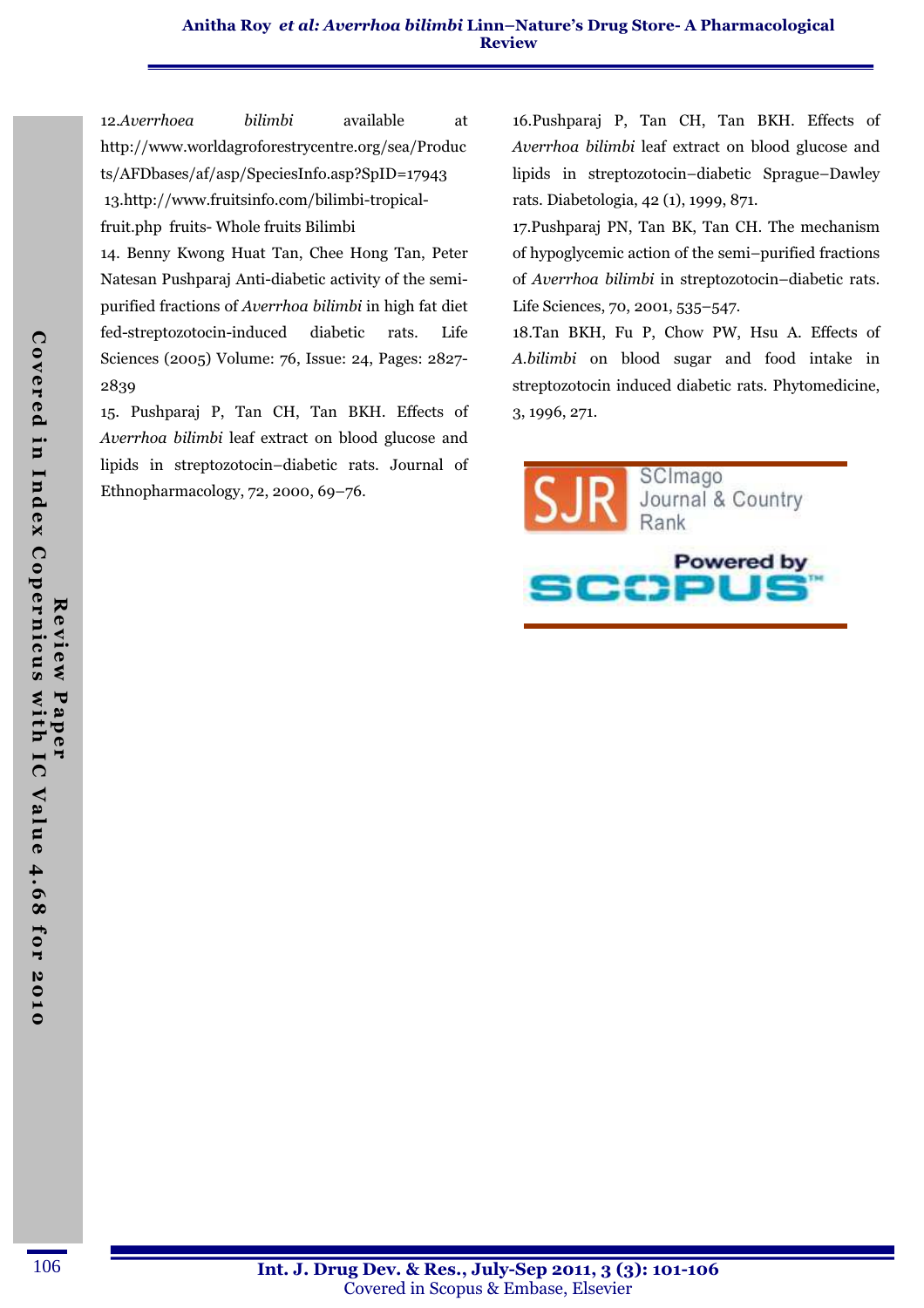12. *Averrhoea bilimbi* available at http://www.worldagroforestrycentre.org/sea/Products/AFDbases/af/asp/SpeciesInfo.asp?SpID=17943

13. http://www.fruitsinfo.com/bilimbi-tropical-fruit.php fruits- Whole fruits Bilimbi

14. Benny Kwong Huat Tan, Chee Hong Tan, Peter Natesan Pushparaj Anti-diabetic activity of the semi-purified fractions of *Averrhoa bilimbi* in high fat diet fed-streptozotocin-induced diabetic rats. Life Sciences (2005) Volume: 76, Issue: 24, Pages: 2827-2839

15. Pushparaj P, Tan CH, Tan BKH. Effects of *Averrhoa bilimbi* leaf extract on blood glucose and lipids in streptozotocin–diabetic rats. Journal of Ethnopharmacology, 72, 2000, 69–76.

16. Pushparaj P, Tan CH, Tan BKH. Effects of *Averrhoa bilimbi* leaf extract on blood glucose and lipids in streptozotocin–diabetic Sprague–Dawley rats. Diabetologia, 42 (1), 1999, 871.

17. Pushparaj PN, Tan BK, Tan CH. The mechanism of hypoglycemic action of the semi–purified fractions of *Averrhoa bilimbi* in streptozotocin–diabetic rats. Life Sciences, 70, 2001, 535–547.

18. Tan BKH, Fu P, Chow PW, Hsu A. Effects of *A.bilimbi* on blood sugar and food intake in streptozotocin induced diabetic rats. Phytomedicine, 3, 1996, 271.